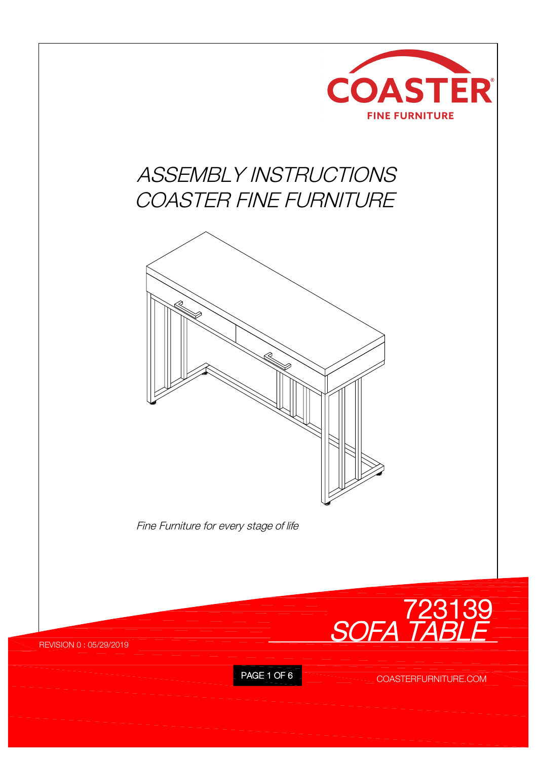COASTER

FINE FURNITURE

# *ASSEMBLY INSTRUCTIONS*
# *COASTER FINE FURNITURE*

*Fine Furniture for every stage of life*

## 723139
## *SOFA TABLE*

REVISION 0 : 05/29/2019

COASTERFURNITURE.COM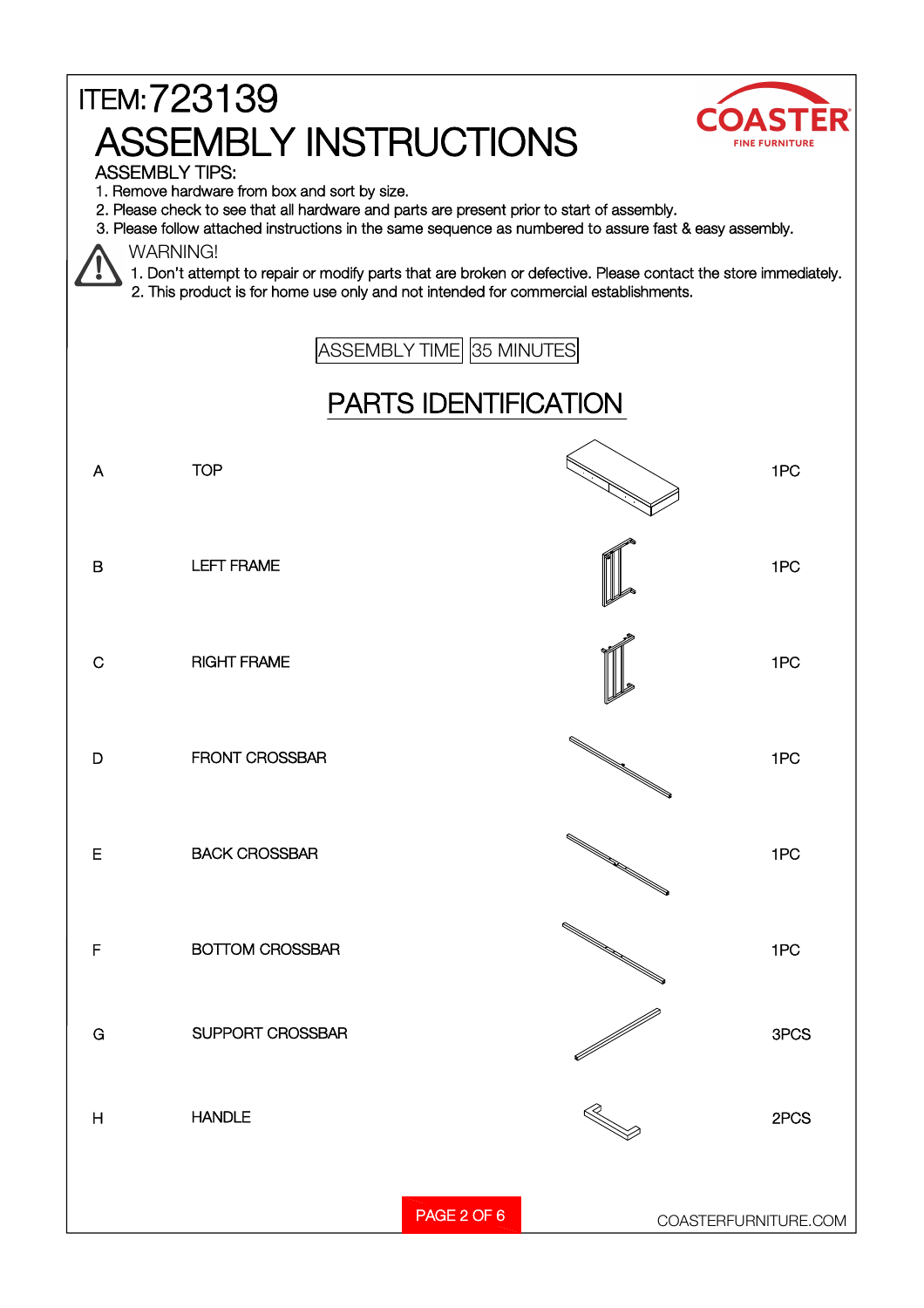ITEM:723139

# ASSEMBLY INSTRUCTIONS

COASTER FINE FURNITURE

ASSEMBLY TIPS:

1. Remove hardware from box and sort by size.
2. Please check to see that all hardware and parts are present prior to start of assembly.
3. Please follow attached instructions in the same sequence as numbered to assure fast & easy assembly.

WARNING!

1. Don't attempt to repair or modify parts that are broken or defective. Please contact the store immediately.
2. This product is for home use only and not intended for commercial establishments.

| ASSEMBLY TIME | 35 MINUTES |
|---|---|

## PARTS IDENTIFICATION

| | | |
|---|---|---|
| A | TOP | 1PC |
| B | LEFT FRAME | 1PC |
| C | RIGHT FRAME | 1PC |
| D | FRONT CROSSBAR | 1PC |
| E | BACK CROSSBAR | 1PC |
| F | BOTTOM CROSSBAR | 1PC |
| G | SUPPORT CROSSBAR | 3PCS |
| H | HANDLE | 2PCS |

COASTERFURNITURE.COM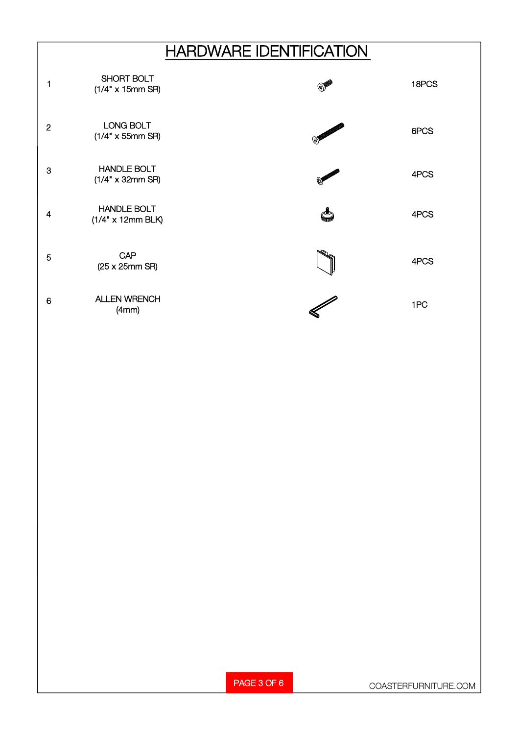# HARDWARE IDENTIFICATION

| | | |
|---|---|---|
| 1 | SHORT BOLT (1/4" x 15mm SR) | 18PCS |
| 2 | LONG BOLT (1/4" x 55mm SR) | 6PCS |
| 3 | HANDLE BOLT (1/4" x 32mm SR) | 4PCS |
| 4 | HANDLE BOLT (1/4" x 12mm BLK) | 4PCS |
| 5 | CAP (25 x 25mm SR) | 4PCS |
| 6 | ALLEN WRENCH (4mm) | 1PC |

COASTERFURNITURE.COM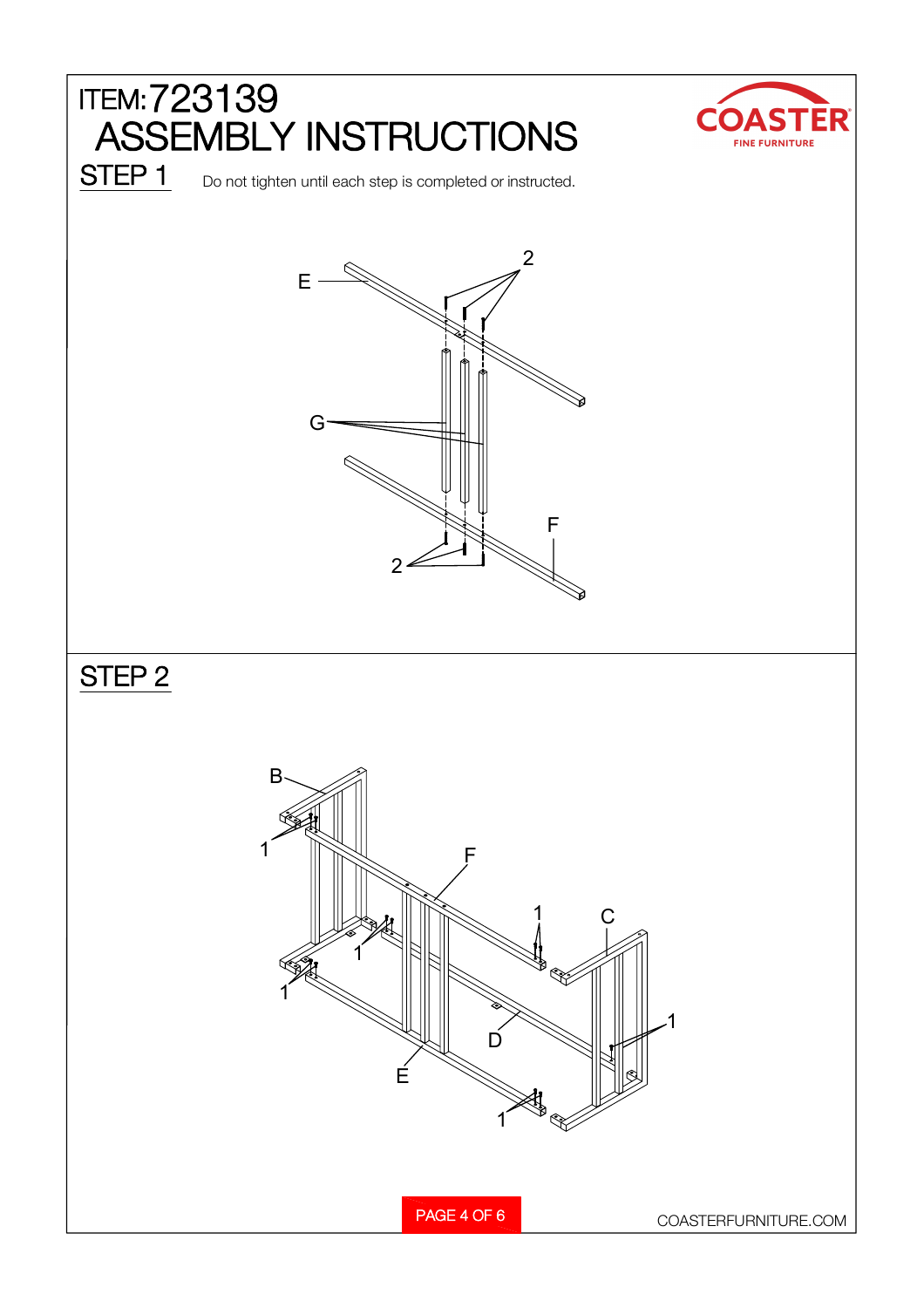# ITEM:723139
# ASSEMBLY INSTRUCTIONS

COASTER
FINE FURNITURE

## STEP 1

Do not tighten until each step is completed or instructed.

E
2
G
F
2

## STEP 2

B
1
F
1
C
1
1
1
D
E
1

COASTERFURNITURE.COM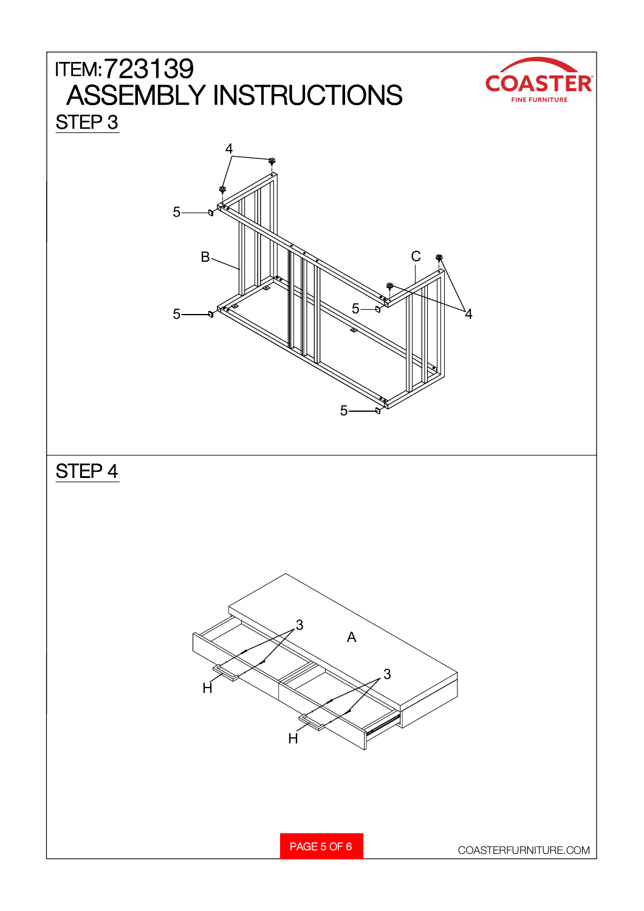# ITEM:723139
# ASSEMBLY INSTRUCTIONS

## STEP 3

4

5

B

C

5

4

5

5

## STEP 4

3

A

H

3

H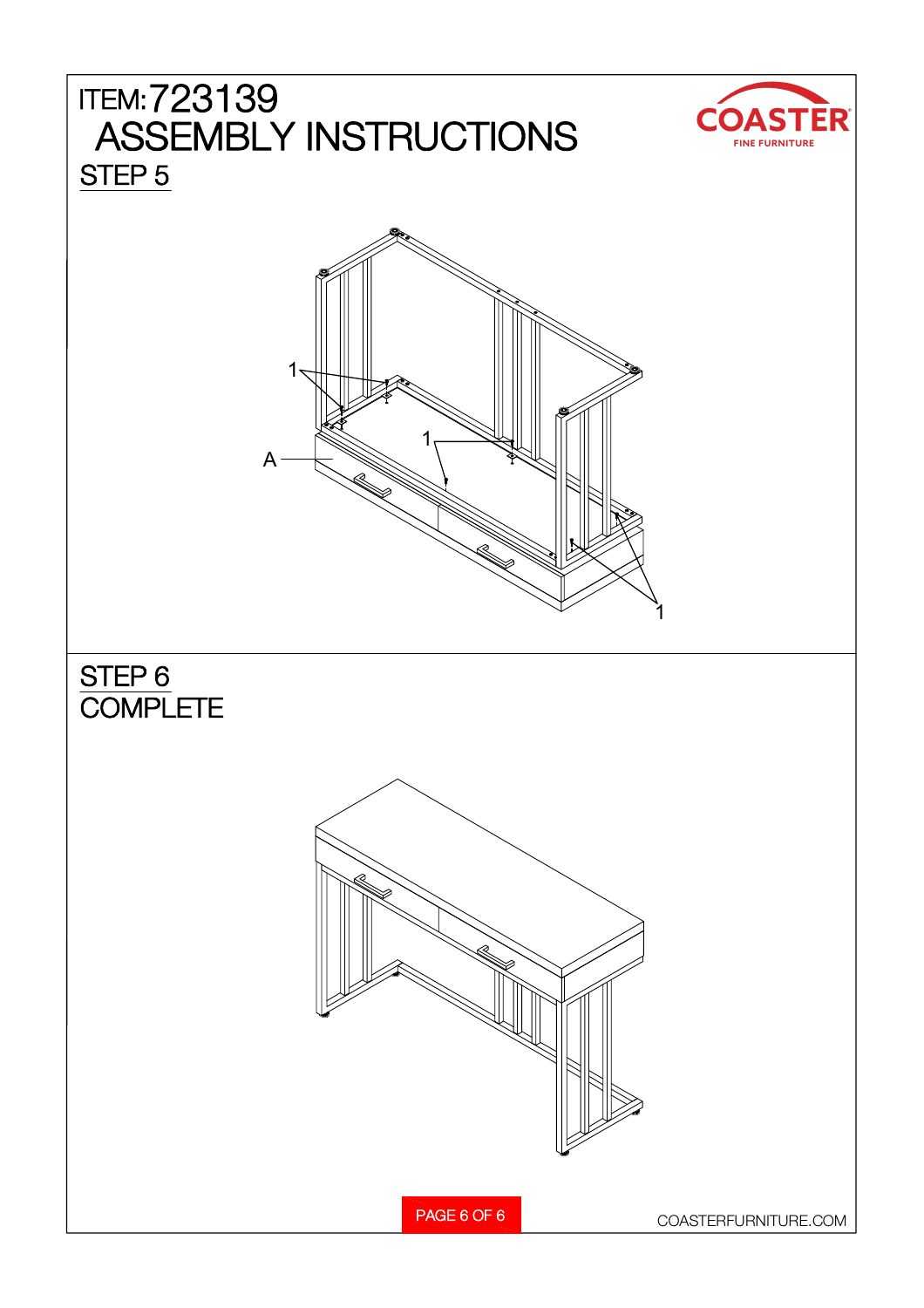ITEM:723139

# ASSEMBLY INSTRUCTIONS

## STEP 5

1

A

1

1

## STEP 6

COMPLETE

COASTERFURNITURE.COM